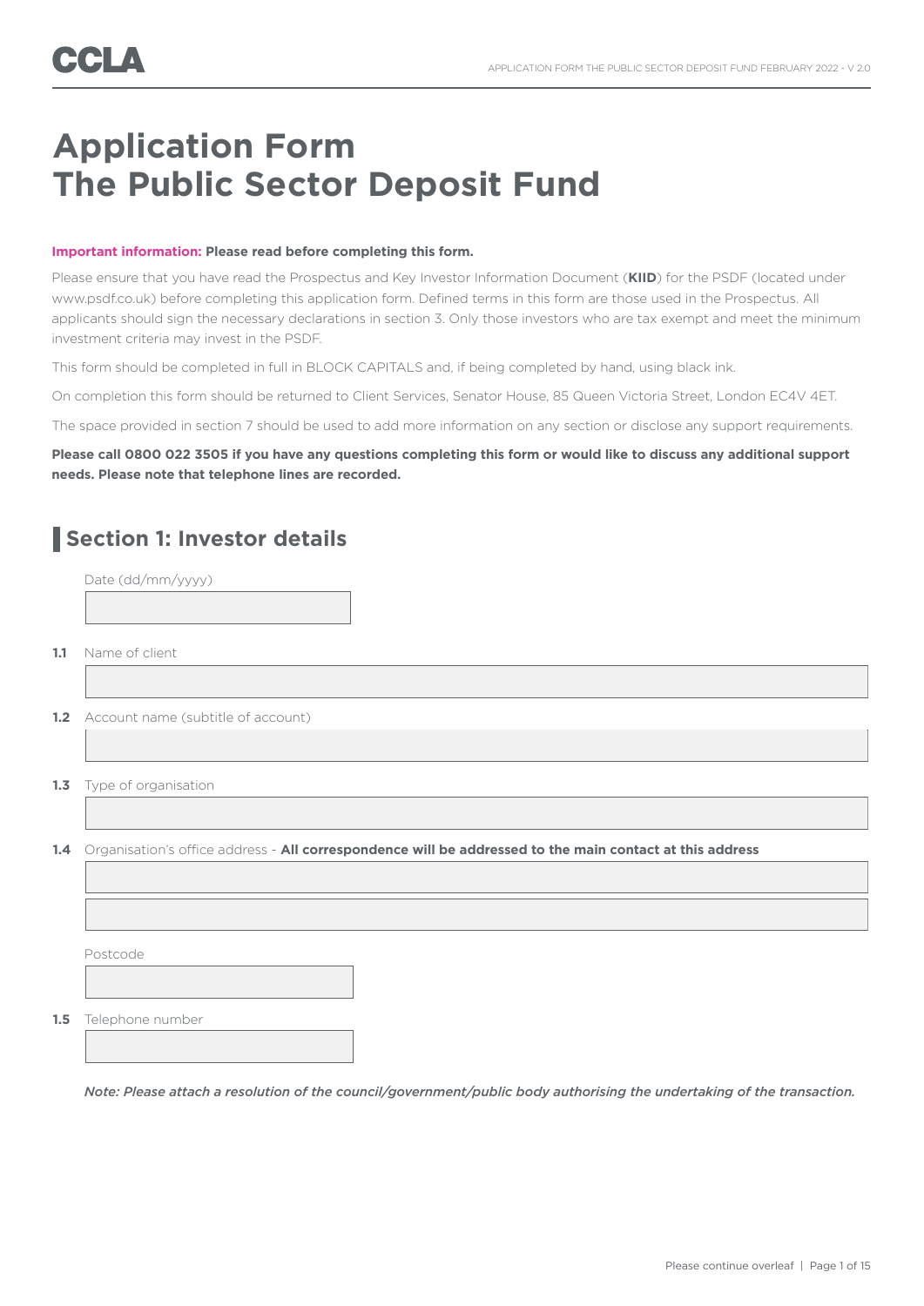CCLA

# Application Form The Public Sector Deposit Fund

**Important information: Please read before completing this form.**

Please ensure that you have read the Prospectus and Key Investor Information Document (**KIID**) for the PSDF (located under www.psdf.co.uk) before completing this application form. Defined terms in this form are those used in the Prospectus. All applicants should sign the necessary declarations in section 3. Only those investors who are tax exempt and meet the minimum investment criteria may invest in the PSDF.

This form should be completed in full in BLOCK CAPITALS and, if being completed by hand, using black ink.

On completion this form should be returned to Client Services, Senator House, 85 Queen Victoria Street, London EC4V 4ET.

The space provided in section 7 should be used to add more information on any section or disclose any support requirements.

**Please call 0800 022 3505 if you have any questions completing this form or would like to discuss any additional support needs. Please note that telephone lines are recorded.**

## Section 1: Investor details

Date (dd/mm/yyyy)

**1.1** Name of client

**1.2** Account name (subtitle of account)

**1.3** Type of organisation

**1.4** Organisation's office address - **All correspondence will be addressed to the main contact at this address**

Postcode

**1.5** Telephone number

***Note: Please attach a resolution of the council/government/public body authorising the undertaking of the transaction.***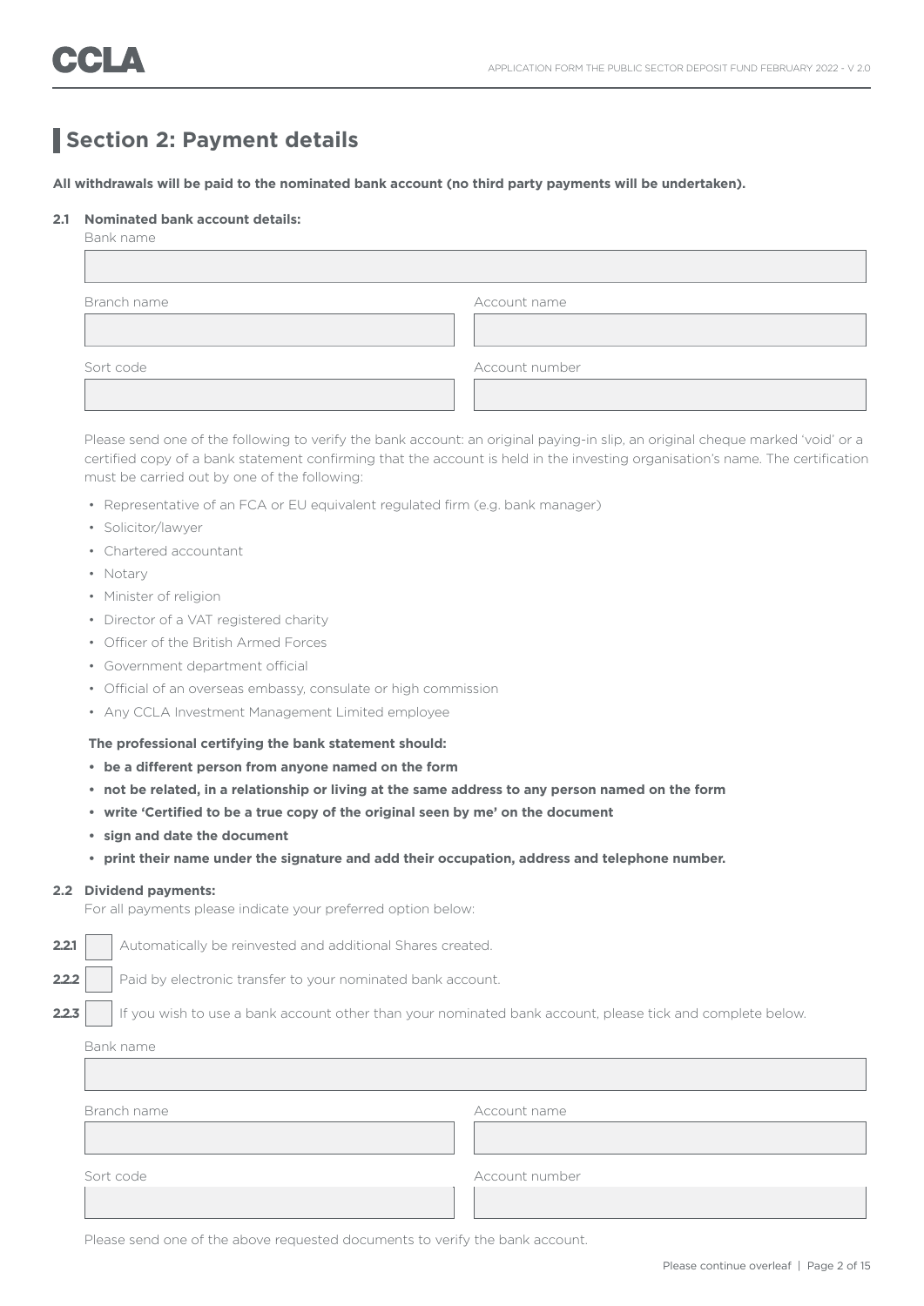## Section 2: Payment details

**All withdrawals will be paid to the nominated bank account (no third party payments will be undertaken).**

**2.1 Nominated bank account details:**

Bank name

Branch name

Account name

Sort code

Account number

Please send one of the following to verify the bank account: an original paying-in slip, an original cheque marked 'void' or a certified copy of a bank statement confirming that the account is held in the investing organisation's name. The certification must be carried out by one of the following:

- Representative of an FCA or EU equivalent regulated firm (e.g. bank manager)
- Solicitor/lawyer
- Chartered accountant
- Notary
- Minister of religion
- Director of a VAT registered charity
- Officer of the British Armed Forces
- Government department official
- Official of an overseas embassy, consulate or high commission
- Any CCLA Investment Management Limited employee

**The professional certifying the bank statement should:**

- **be a different person from anyone named on the form**
- **not be related, in a relationship or living at the same address to any person named on the form**
- **write 'Certified to be a true copy of the original seen by me' on the document**
- **sign and date the document**
- **print their name under the signature and add their occupation, address and telephone number.**

**2.2 Dividend payments:**

For all payments please indicate your preferred option below:

**2.2.1** ☐ Automatically be reinvested and additional Shares created.

**2.2.2** ☐ Paid by electronic transfer to your nominated bank account.

**2.2.3** ☐ If you wish to use a bank account other than your nominated bank account, please tick and complete below.

Bank name

Branch name

Account name

Sort code

Account number

Please send one of the above requested documents to verify the bank account.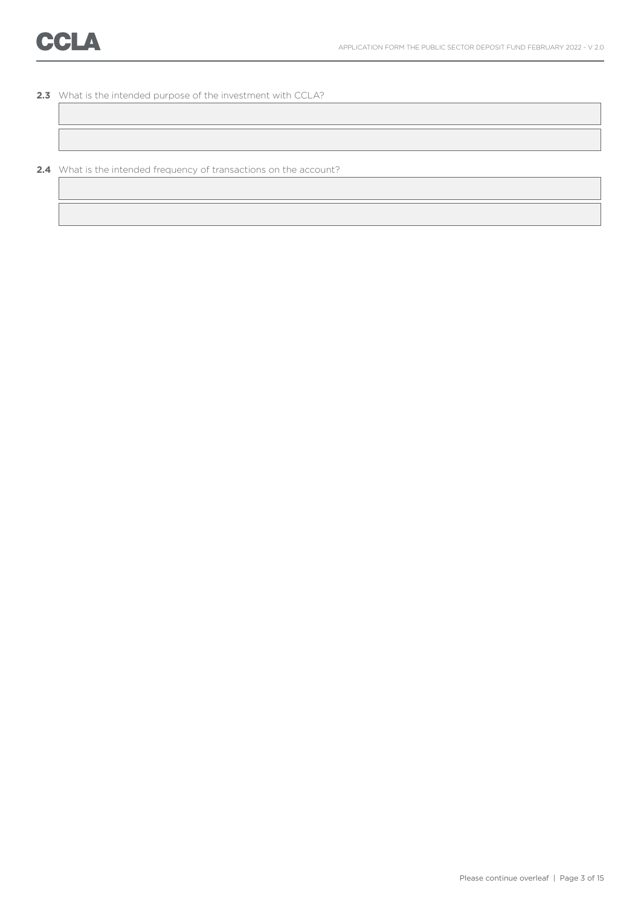**2.3** What is the intended purpose of the investment with CCLA?

**2.4** What is the intended frequency of transactions on the account?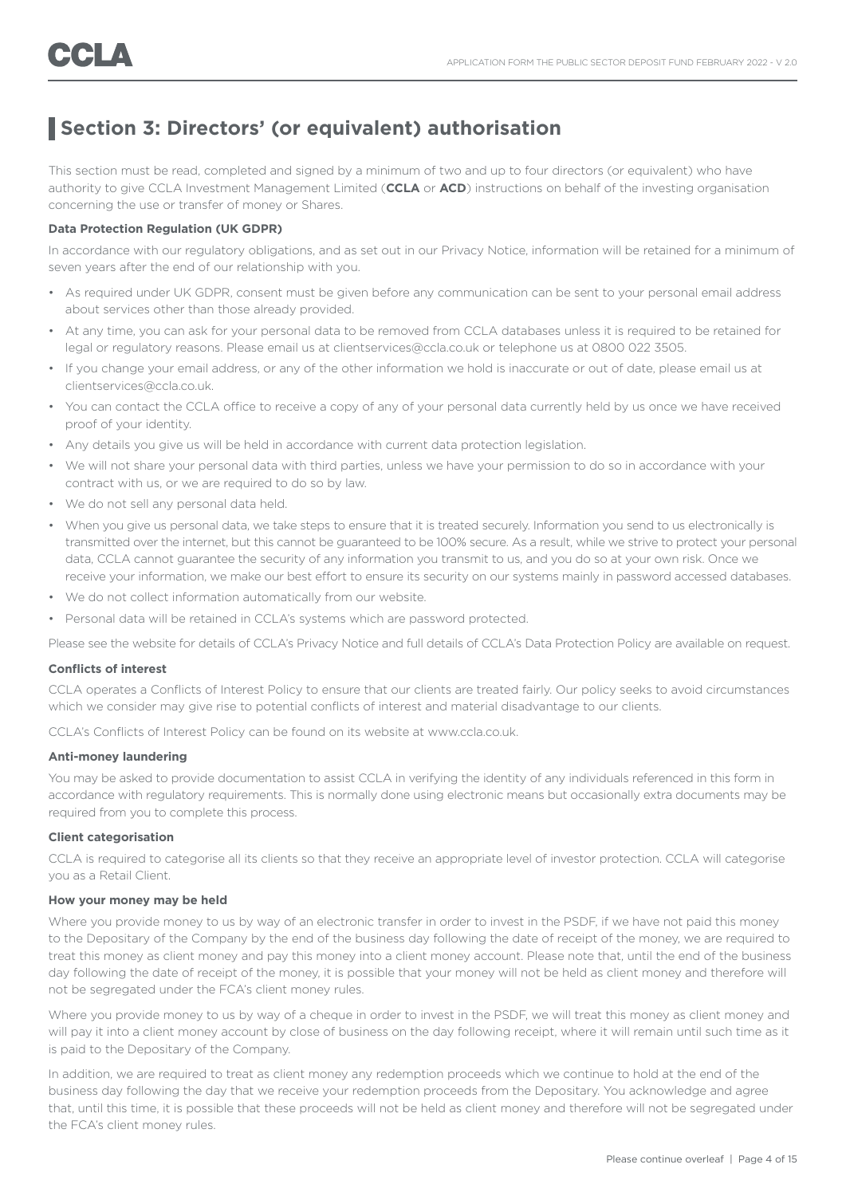## Section 3: Directors' (or equivalent) authorisation

This section must be read, completed and signed by a minimum of two and up to four directors (or equivalent) who have authority to give CCLA Investment Management Limited (**CCLA** or **ACD**) instructions on behalf of the investing organisation concerning the use or transfer of money or Shares.

**Data Protection Regulation (UK GDPR)**

In accordance with our regulatory obligations, and as set out in our Privacy Notice, information will be retained for a minimum of seven years after the end of our relationship with you.

- As required under UK GDPR, consent must be given before any communication can be sent to your personal email address about services other than those already provided.
- At any time, you can ask for your personal data to be removed from CCLA databases unless it is required to be retained for legal or regulatory reasons. Please email us at clientservices@ccla.co.uk or telephone us at 0800 022 3505.
- If you change your email address, or any of the other information we hold is inaccurate or out of date, please email us at clientservices@ccla.co.uk.
- You can contact the CCLA office to receive a copy of any of your personal data currently held by us once we have received proof of your identity.
- Any details you give us will be held in accordance with current data protection legislation.
- We will not share your personal data with third parties, unless we have your permission to do so in accordance with your contract with us, or we are required to do so by law.
- We do not sell any personal data held.
- When you give us personal data, we take steps to ensure that it is treated securely. Information you send to us electronically is transmitted over the internet, but this cannot be guaranteed to be 100% secure. As a result, while we strive to protect your personal data, CCLA cannot guarantee the security of any information you transmit to us, and you do so at your own risk. Once we receive your information, we make our best effort to ensure its security on our systems mainly in password accessed databases.
- We do not collect information automatically from our website.
- Personal data will be retained in CCLA's systems which are password protected.

Please see the website for details of CCLA's Privacy Notice and full details of CCLA's Data Protection Policy are available on request.

**Conflicts of interest**

CCLA operates a Conflicts of Interest Policy to ensure that our clients are treated fairly. Our policy seeks to avoid circumstances which we consider may give rise to potential conflicts of interest and material disadvantage to our clients.

CCLA's Conflicts of Interest Policy can be found on its website at www.ccla.co.uk.

**Anti-money laundering**

You may be asked to provide documentation to assist CCLA in verifying the identity of any individuals referenced in this form in accordance with regulatory requirements. This is normally done using electronic means but occasionally extra documents may be required from you to complete this process.

**Client categorisation**

CCLA is required to categorise all its clients so that they receive an appropriate level of investor protection. CCLA will categorise you as a Retail Client.

**How your money may be held**

Where you provide money to us by way of an electronic transfer in order to invest in the PSDF, if we have not paid this money to the Depositary of the Company by the end of the business day following the date of receipt of the money, we are required to treat this money as client money and pay this money into a client money account. Please note that, until the end of the business day following the date of receipt of the money, it is possible that your money will not be held as client money and therefore will not be segregated under the FCA's client money rules.

Where you provide money to us by way of a cheque in order to invest in the PSDF, we will treat this money as client money and will pay it into a client money account by close of business on the day following receipt, where it will remain until such time as it is paid to the Depositary of the Company.

In addition, we are required to treat as client money any redemption proceeds which we continue to hold at the end of the business day following the day that we receive your redemption proceeds from the Depositary. You acknowledge and agree that, until this time, it is possible that these proceeds will not be held as client money and therefore will not be segregated under the FCA's client money rules.

Please continue overleaf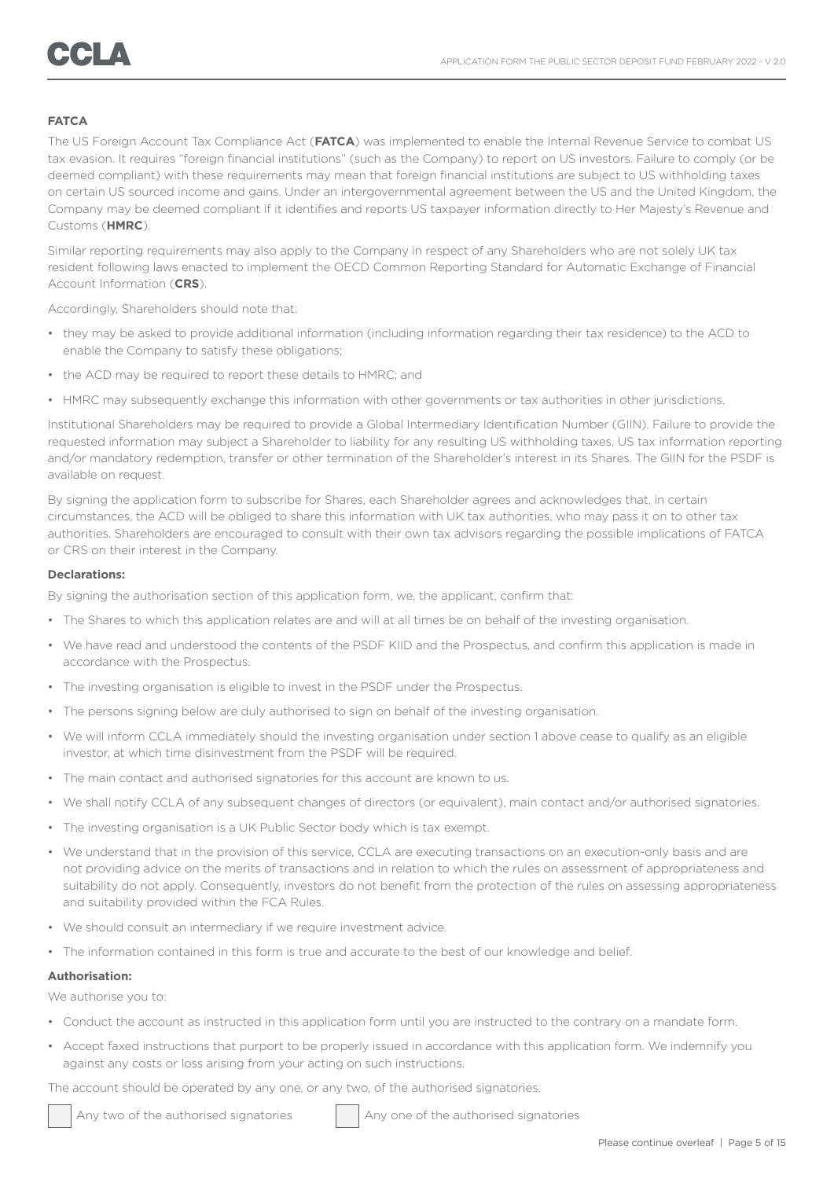**FATCA**

The US Foreign Account Tax Compliance Act (**FATCA**) was implemented to enable the Internal Revenue Service to combat US tax evasion. It requires "foreign financial institutions" (such as the Company) to report on US investors. Failure to comply (or be deemed compliant) with these requirements may mean that foreign financial institutions are subject to US withholding taxes on certain US sourced income and gains. Under an intergovernmental agreement between the US and the United Kingdom, the Company may be deemed compliant if it identifies and reports US taxpayer information directly to Her Majesty's Revenue and Customs (**HMRC**).

Similar reporting requirements may also apply to the Company in respect of any Shareholders who are not solely UK tax resident following laws enacted to implement the OECD Common Reporting Standard for Automatic Exchange of Financial Account Information (**CRS**).

Accordingly, Shareholders should note that:

- they may be asked to provide additional information (including information regarding their tax residence) to the ACD to enable the Company to satisfy these obligations;
- the ACD may be required to report these details to HMRC; and
- HMRC may subsequently exchange this information with other governments or tax authorities in other jurisdictions.

Institutional Shareholders may be required to provide a Global Intermediary Identification Number (GIIN). Failure to provide the requested information may subject a Shareholder to liability for any resulting US withholding taxes, US tax information reporting and/or mandatory redemption, transfer or other termination of the Shareholder's interest in its Shares. The GIIN for the PSDF is available on request.

By signing the application form to subscribe for Shares, each Shareholder agrees and acknowledges that, in certain circumstances, the ACD will be obliged to share this information with UK tax authorities, who may pass it on to other tax authorities. Shareholders are encouraged to consult with their own tax advisors regarding the possible implications of FATCA or CRS on their interest in the Company.

**Declarations:**

By signing the authorisation section of this application form, we, the applicant, confirm that:

- The Shares to which this application relates are and will at all times be on behalf of the investing organisation.
- We have read and understood the contents of the PSDF KIID and the Prospectus, and confirm this application is made in accordance with the Prospectus.
- The investing organisation is eligible to invest in the PSDF under the Prospectus.
- The persons signing below are duly authorised to sign on behalf of the investing organisation.
- We will inform CCLA immediately should the investing organisation under section 1 above cease to qualify as an eligible investor, at which time disinvestment from the PSDF will be required.
- The main contact and authorised signatories for this account are known to us.
- We shall notify CCLA of any subsequent changes of directors (or equivalent), main contact and/or authorised signatories.
- The investing organisation is a UK Public Sector body which is tax exempt.
- We understand that in the provision of this service, CCLA are executing transactions on an execution-only basis and are not providing advice on the merits of transactions and in relation to which the rules on assessment of appropriateness and suitability do not apply. Consequently, investors do not benefit from the protection of the rules on assessing appropriateness and suitability provided within the FCA Rules.
- We should consult an intermediary if we require investment advice.
- The information contained in this form is true and accurate to the best of our knowledge and belief.

**Authorisation:**

We authorise you to:

- Conduct the account as instructed in this application form until you are instructed to the contrary on a mandate form.
- Accept faxed instructions that purport to be properly issued in accordance with this application form. We indemnify you against any costs or loss arising from your acting on such instructions.

The account should be operated by any one, or any two, of the authorised signatories.

☐ Any two of the authorised signatories ☐ Any one of the authorised signatories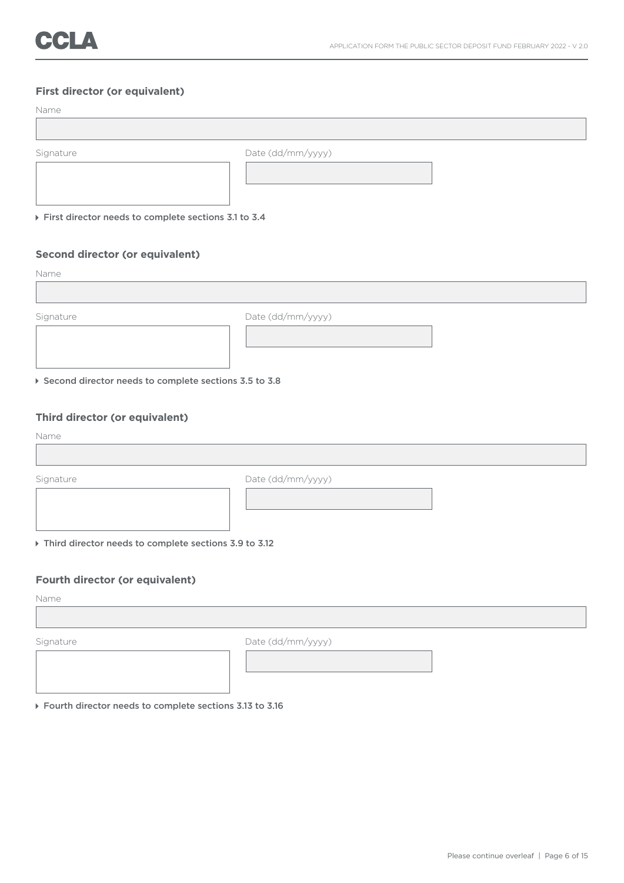### First director (or equivalent)

Name

Signature

Date (dd/mm/yyyy)

‣ First director needs to complete sections 3.1 to 3.4

### Second director (or equivalent)

Name

Signature

Date (dd/mm/yyyy)

‣ Second director needs to complete sections 3.5 to 3.8

### Third director (or equivalent)

Name

Signature

Date (dd/mm/yyyy)

‣ Third director needs to complete sections 3.9 to 3.12

### Fourth director (or equivalent)

Name

Signature

Date (dd/mm/yyyy)

‣ Fourth director needs to complete sections 3.13 to 3.16

Please continue overleaf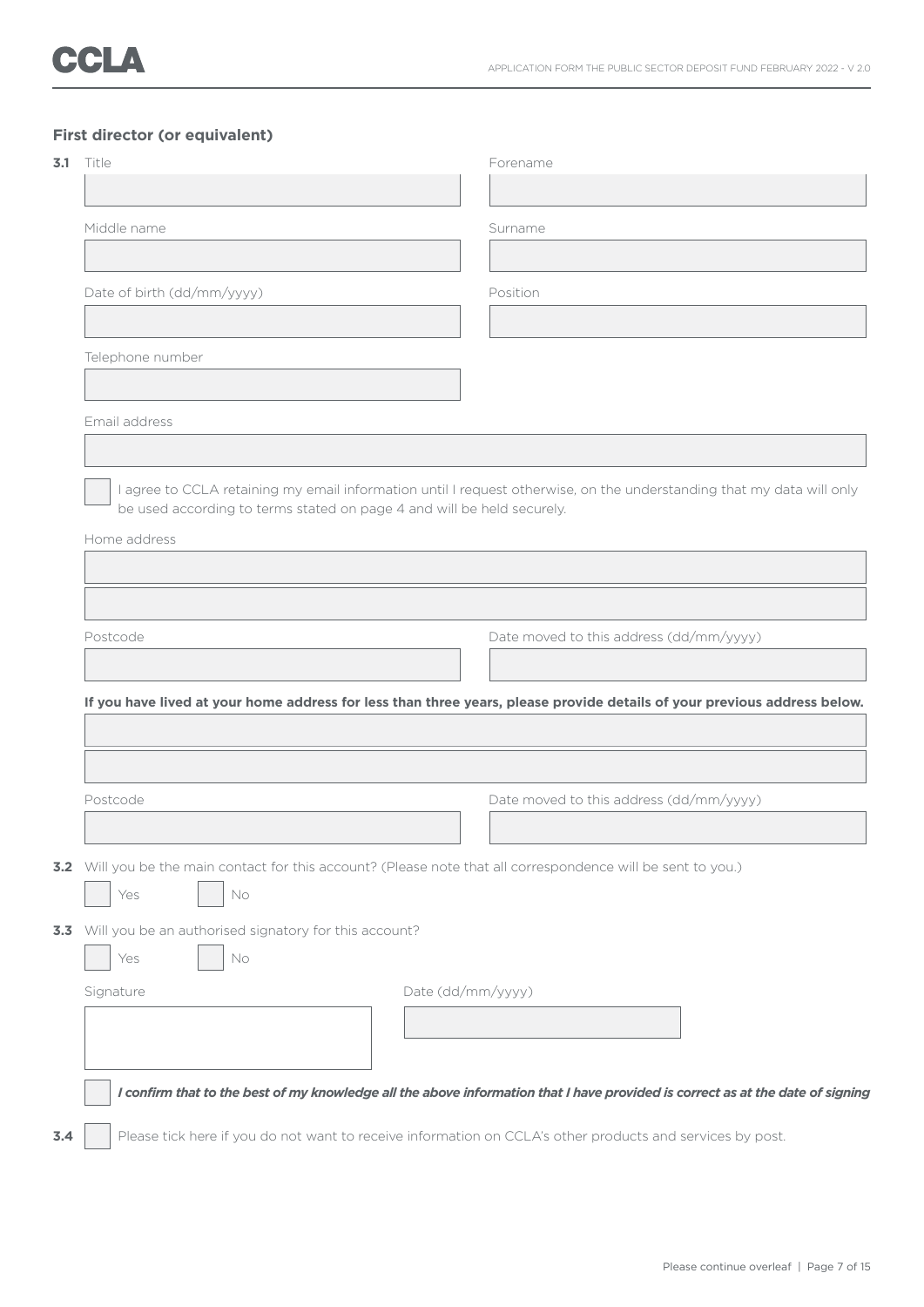### First director (or equivalent)

**3.1** Title

Forename

Middle name

Surname

Date of birth (dd/mm/yyyy)

Position

Telephone number

Email address

☐ I agree to CCLA retaining my email information until I request otherwise, on the understanding that my data will only be used according to terms stated on page 4 and will be held securely.

Home address

Postcode

Date moved to this address (dd/mm/yyyy)

**If you have lived at your home address for less than three years, please provide details of your previous address below.**

Postcode

Date moved to this address (dd/mm/yyyy)

**3.2** Will you be the main contact for this account? (Please note that all correspondence will be sent to you.)

☐ Yes ☐ No

**3.3** Will you be an authorised signatory for this account?

☐ Yes ☐ No

Signature

Date (dd/mm/yyyy)

☐ ***I confirm that to the best of my knowledge all the above information that I have provided is correct as at the date of signing***

**3.4** ☐ Please tick here if you do not want to receive information on CCLA's other products and services by post.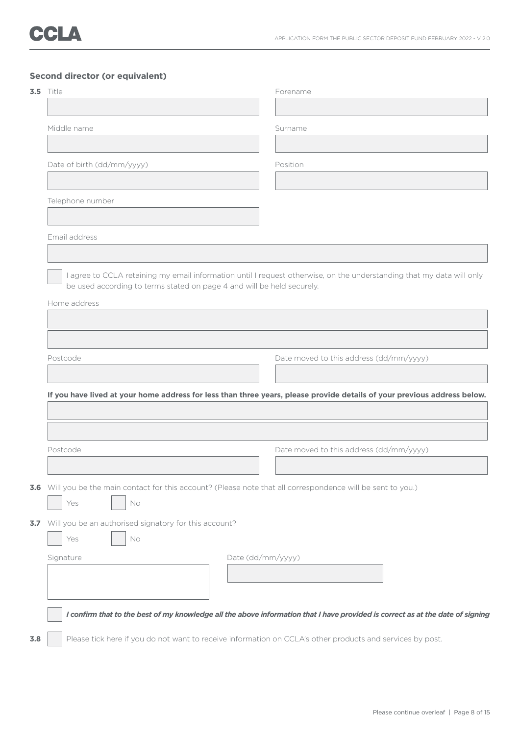## Second director (or equivalent)

**3.5** Title

Forename

Middle name

Surname

Date of birth (dd/mm/yyyy)

Position

Telephone number

Email address

☐ I agree to CCLA retaining my email information until I request otherwise, on the understanding that my data will only be used according to terms stated on page 4 and will be held securely.

Home address

Postcode

Date moved to this address (dd/mm/yyyy)

**If you have lived at your home address for less than three years, please provide details of your previous address below.**

Postcode

Date moved to this address (dd/mm/yyyy)

**3.6** Will you be the main contact for this account? (Please note that all correspondence will be sent to you.)

☐ Yes ☐ No

**3.7** Will you be an authorised signatory for this account?

☐ Yes ☐ No

Signature

Date (dd/mm/yyyy)

☐ ***I confirm that to the best of my knowledge all the above information that I have provided is correct as at the date of signing***

**3.8** ☐ Please tick here if you do not want to receive information on CCLA's other products and services by post.

Please continue overleaf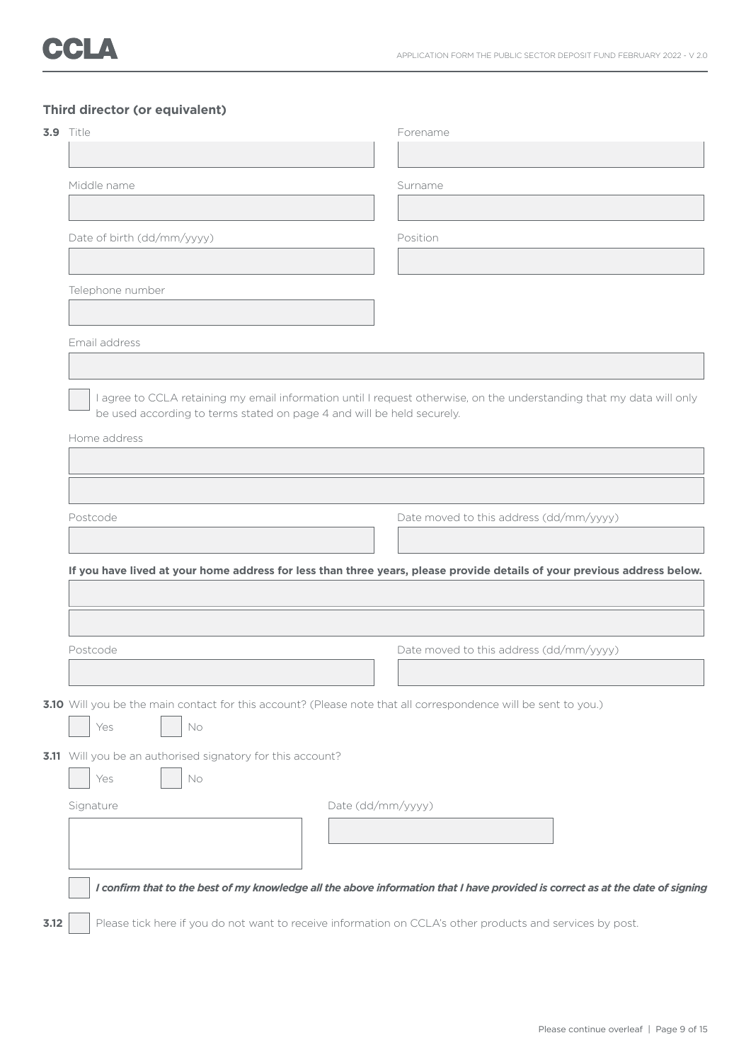### Third director (or equivalent)

**3.9** Title

Forename

Middle name

Surname

Date of birth (dd/mm/yyyy)

Position

Telephone number

Email address

☐ I agree to CCLA retaining my email information until I request otherwise, on the understanding that my data will only be used according to terms stated on page 4 and will be held securely.

Home address

Postcode

Date moved to this address (dd/mm/yyyy)

**If you have lived at your home address for less than three years, please provide details of your previous address below.**

Postcode

Date moved to this address (dd/mm/yyyy)

**3.10** Will you be the main contact for this account? (Please note that all correspondence will be sent to you.)

☐ Yes ☐ No

**3.11** Will you be an authorised signatory for this account?

☐ Yes ☐ No

Signature

Date (dd/mm/yyyy)

☐ ***I confirm that to the best of my knowledge all the above information that I have provided is correct as at the date of signing***

**3.12** ☐ Please tick here if you do not want to receive information on CCLA's other products and services by post.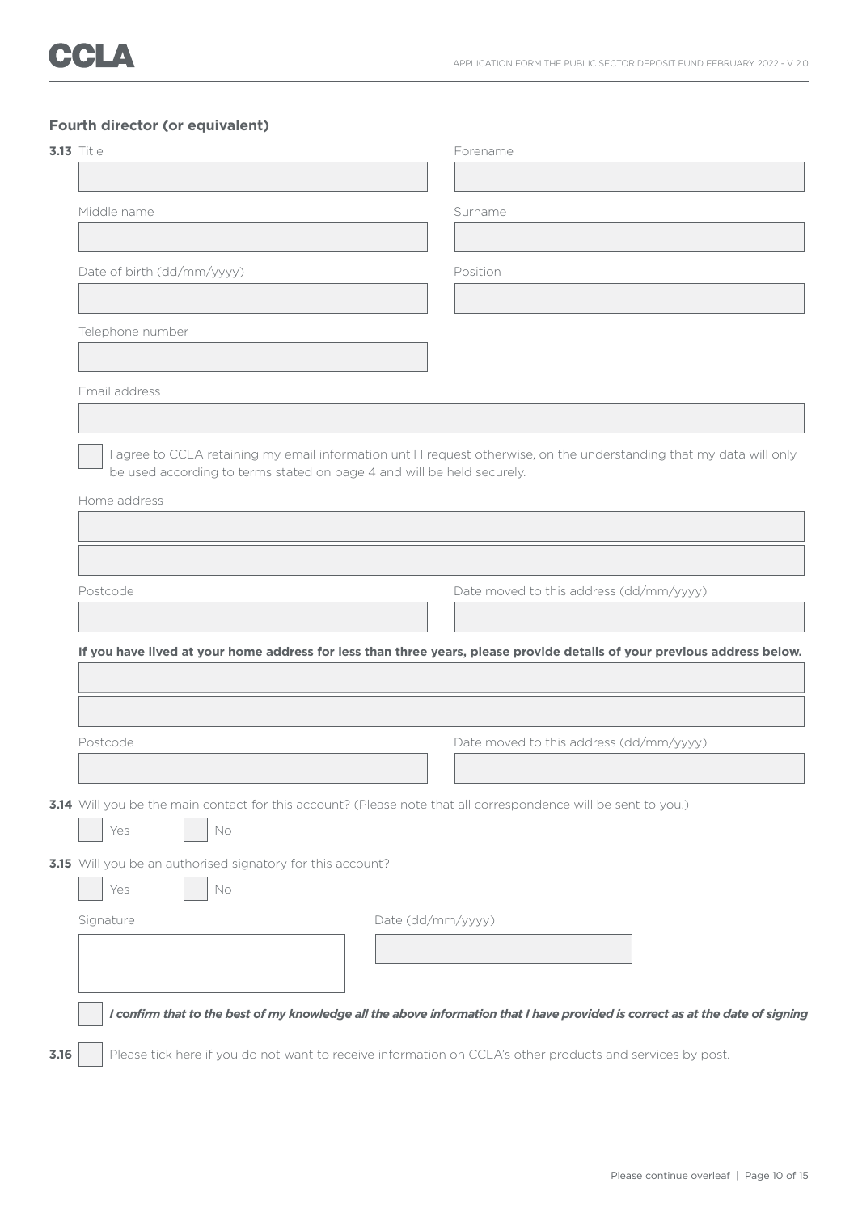## Fourth director (or equivalent)

**3.13** Title

Forename

Middle name

Surname

Date of birth (dd/mm/yyyy)

Position

Telephone number

Email address

☐ I agree to CCLA retaining my email information until I request otherwise, on the understanding that my data will only be used according to terms stated on page 4 and will be held securely.

Home address

Postcode

Date moved to this address (dd/mm/yyyy)

**If you have lived at your home address for less than three years, please provide details of your previous address below.**

Postcode

Date moved to this address (dd/mm/yyyy)

**3.14** Will you be the main contact for this account? (Please note that all correspondence will be sent to you.)

☐ Yes ☐ No

**3.15** Will you be an authorised signatory for this account?

☐ Yes ☐ No

Signature

Date (dd/mm/yyyy)

☐ ***I confirm that to the best of my knowledge all the above information that I have provided is correct as at the date of signing***

**3.16** ☐ Please tick here if you do not want to receive information on CCLA's other products and services by post.

Please continue overleaf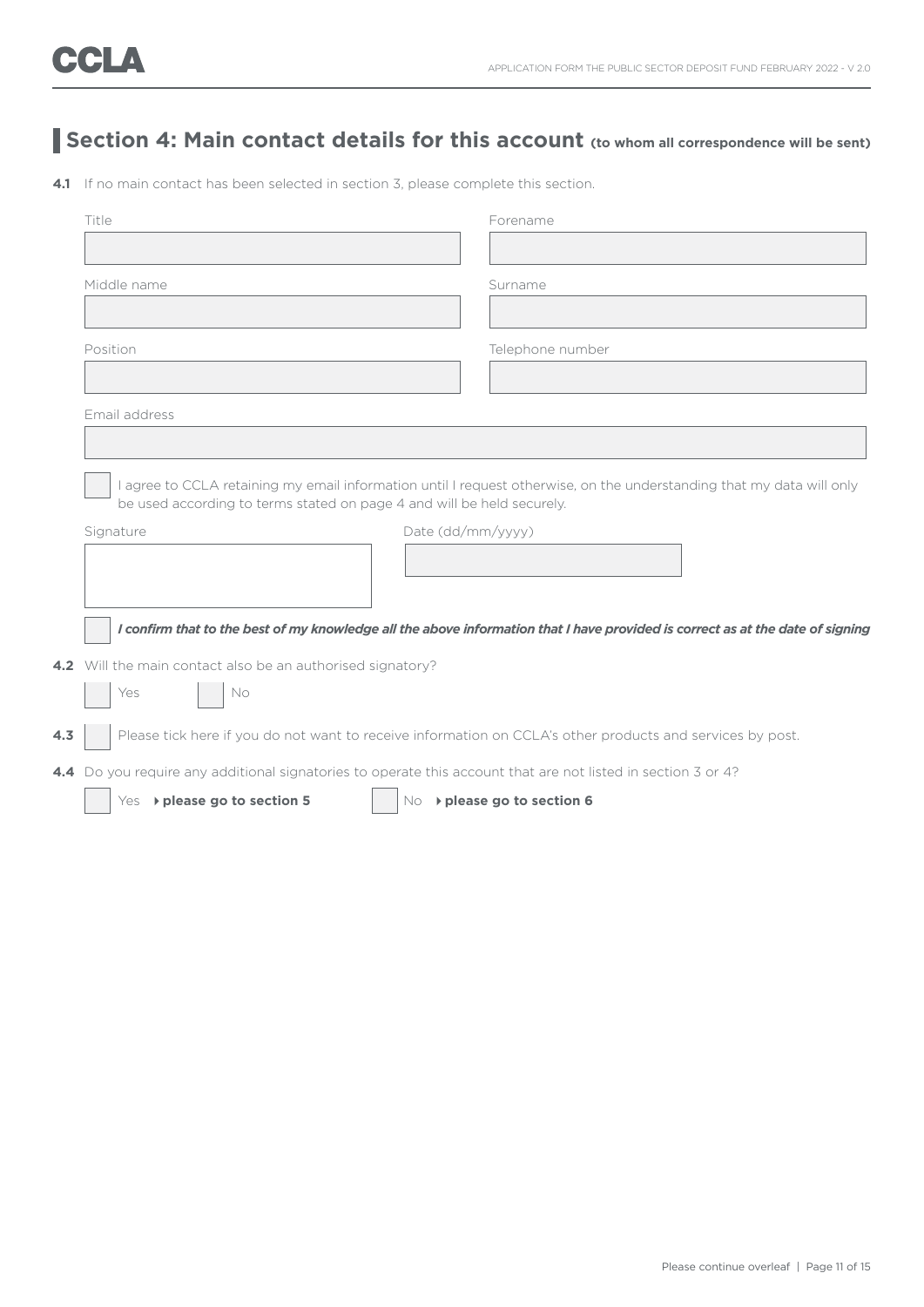## Section 4: Main contact details for this account (to whom all correspondence will be sent)

**4.1** If no main contact has been selected in section 3, please complete this section.

Title

Forename

Middle name

Surname

Position

Telephone number

Email address

☐ I agree to CCLA retaining my email information until I request otherwise, on the understanding that my data will only be used according to terms stated on page 4 and will be held securely.

Signature

Date (dd/mm/yyyy)

☐ ***I confirm that to the best of my knowledge all the above information that I have provided is correct as at the date of signing***

**4.2** Will the main contact also be an authorised signatory?

☐ Yes ☐ No

**4.3** ☐ Please tick here if you do not want to receive information on CCLA's other products and services by post.

**4.4** Do you require any additional signatories to operate this account that are not listed in section 3 or 4?

☐ Yes ▸ **please go to section 5** ☐ No ▸ **please go to section 6**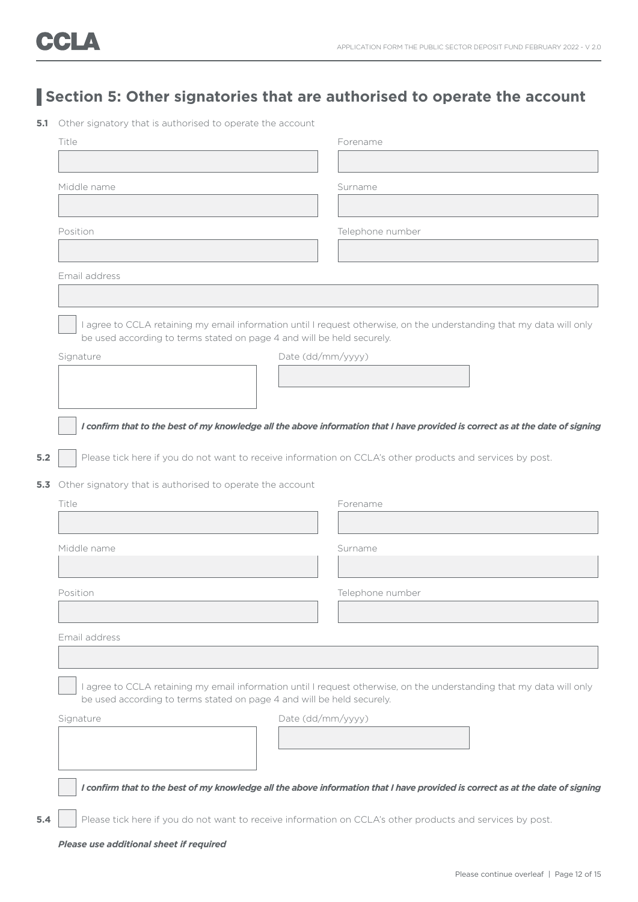## Section 5: Other signatories that are authorised to operate the account

**5.1** Other signatory that is authorised to operate the account

Title

Forename

Middle name

Surname

Position

Telephone number

Email address

☐ I agree to CCLA retaining my email information until I request otherwise, on the understanding that my data will only be used according to terms stated on page 4 and will be held securely.

Signature

Date (dd/mm/yyyy)

☐ ***I confirm that to the best of my knowledge all the above information that I have provided is correct as at the date of signing***

**5.2** ☐ Please tick here if you do not want to receive information on CCLA's other products and services by post.

**5.3** Other signatory that is authorised to operate the account

Title

Forename

Middle name

Surname

Position

Telephone number

Email address

☐ I agree to CCLA retaining my email information until I request otherwise, on the understanding that my data will only be used according to terms stated on page 4 and will be held securely.

Signature

Date (dd/mm/yyyy)

☐ ***I confirm that to the best of my knowledge all the above information that I have provided is correct as at the date of signing***

**5.4** ☐ Please tick here if you do not want to receive information on CCLA's other products and services by post.

***Please use additional sheet if required***

Please continue overleaf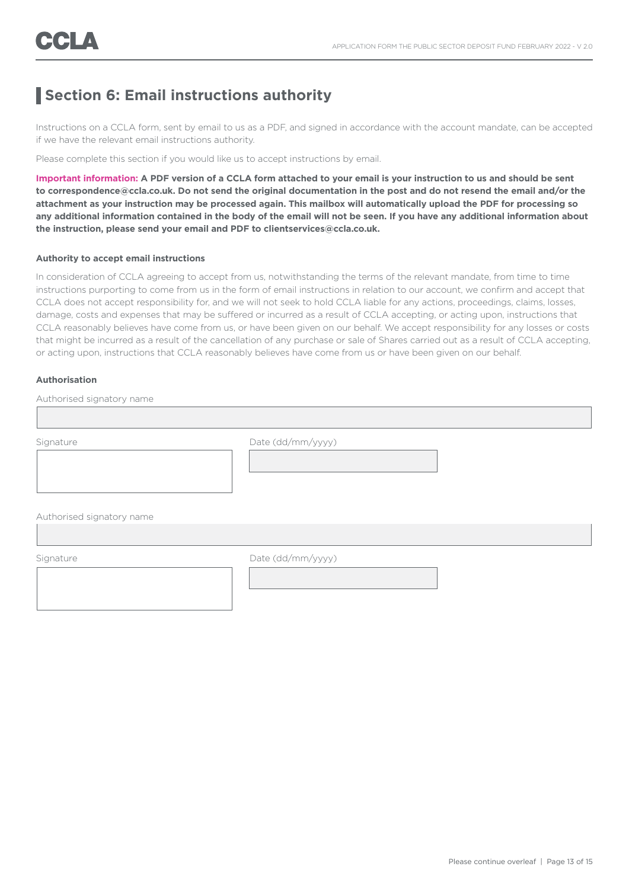## Section 6: Email instructions authority

Instructions on a CCLA form, sent by email to us as a PDF, and signed in accordance with the account mandate, can be accepted if we have the relevant email instructions authority.

Please complete this section if you would like us to accept instructions by email.

**Important information: A PDF version of a CCLA form attached to your email is your instruction to us and should be sent to correspondence@ccla.co.uk. Do not send the original documentation in the post and do not resend the email and/or the attachment as your instruction may be processed again. This mailbox will automatically upload the PDF for processing so any additional information contained in the body of the email will not be seen. If you have any additional information about the instruction, please send your email and PDF to clientservices@ccla.co.uk.**

#### Authority to accept email instructions

In consideration of CCLA agreeing to accept from us, notwithstanding the terms of the relevant mandate, from time to time instructions purporting to come from us in the form of email instructions in relation to our account, we confirm and accept that CCLA does not accept responsibility for, and we will not seek to hold CCLA liable for any actions, proceedings, claims, losses, damage, costs and expenses that may be suffered or incurred as a result of CCLA accepting, or acting upon, instructions that CCLA reasonably believes have come from us, or have been given on our behalf. We accept responsibility for any losses or costs that might be incurred as a result of the cancellation of any purchase or sale of Shares carried out as a result of CCLA accepting, or acting upon, instructions that CCLA reasonably believes have come from us or have been given on our behalf.

#### Authorisation

Authorised signatory name

Signature

Date (dd/mm/yyyy)

Authorised signatory name

Signature

Date (dd/mm/yyyy)

Please continue overleaf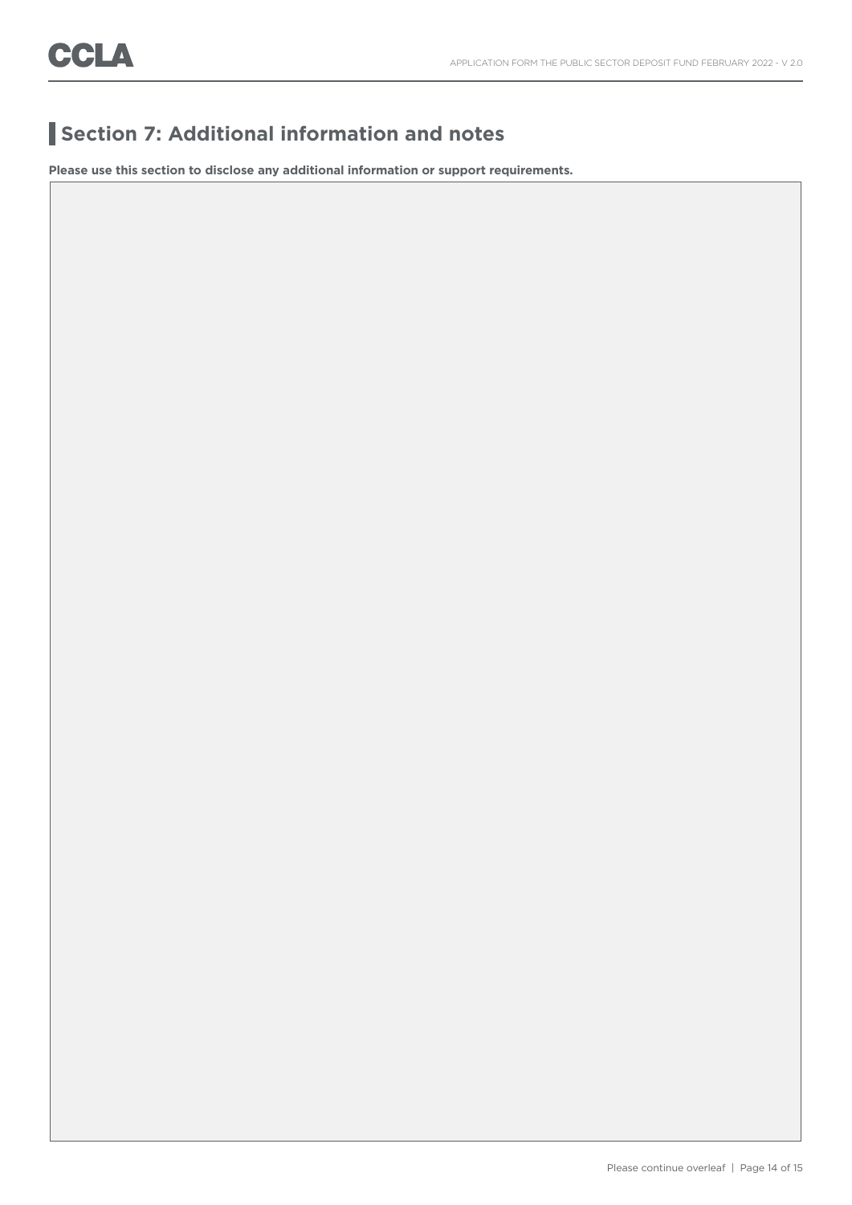## Section 7: Additional information and notes

**Please use this section to disclose any additional information or support requirements.**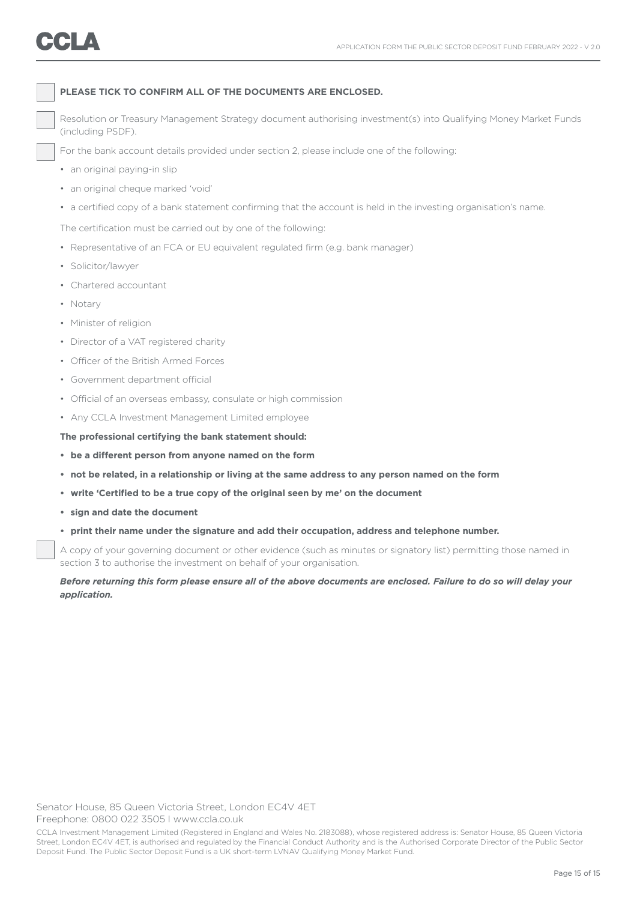☐ **PLEASE TICK TO CONFIRM ALL OF THE DOCUMENTS ARE ENCLOSED.**

☐ Resolution or Treasury Management Strategy document authorising investment(s) into Qualifying Money Market Funds (including PSDF).

☐ For the bank account details provided under section 2, please include one of the following:

- an original paying-in slip
- an original cheque marked 'void'
- a certified copy of a bank statement confirming that the account is held in the investing organisation's name.

The certification must be carried out by one of the following:

- Representative of an FCA or EU equivalent regulated firm (e.g. bank manager)
- Solicitor/lawyer
- Chartered accountant
- Notary
- Minister of religion
- Director of a VAT registered charity
- Officer of the British Armed Forces
- Government department official
- Official of an overseas embassy, consulate or high commission
- Any CCLA Investment Management Limited employee

**The professional certifying the bank statement should:**

- **be a different person from anyone named on the form**
- **not be related, in a relationship or living at the same address to any person named on the form**
- **write 'Certified to be a true copy of the original seen by me' on the document**
- **sign and date the document**
- **print their name under the signature and add their occupation, address and telephone number.**

☐ A copy of your governing document or other evidence (such as minutes or signatory list) permitting those named in section 3 to authorise the investment on behalf of your organisation.

***Before returning this form please ensure all of the above documents are enclosed. Failure to do so will delay your application.***

Senator House, 85 Queen Victoria Street, London EC4V 4ET
Freephone: 0800 022 3505 I www.ccla.co.uk

CCLA Investment Management Limited (Registered in England and Wales No. 2183088), whose registered address is: Senator House, 85 Queen Victoria Street, London EC4V 4ET, is authorised and regulated by the Financial Conduct Authority and is the Authorised Corporate Director of the Public Sector Deposit Fund. The Public Sector Deposit Fund is a UK short-term LVNAV Qualifying Money Market Fund.